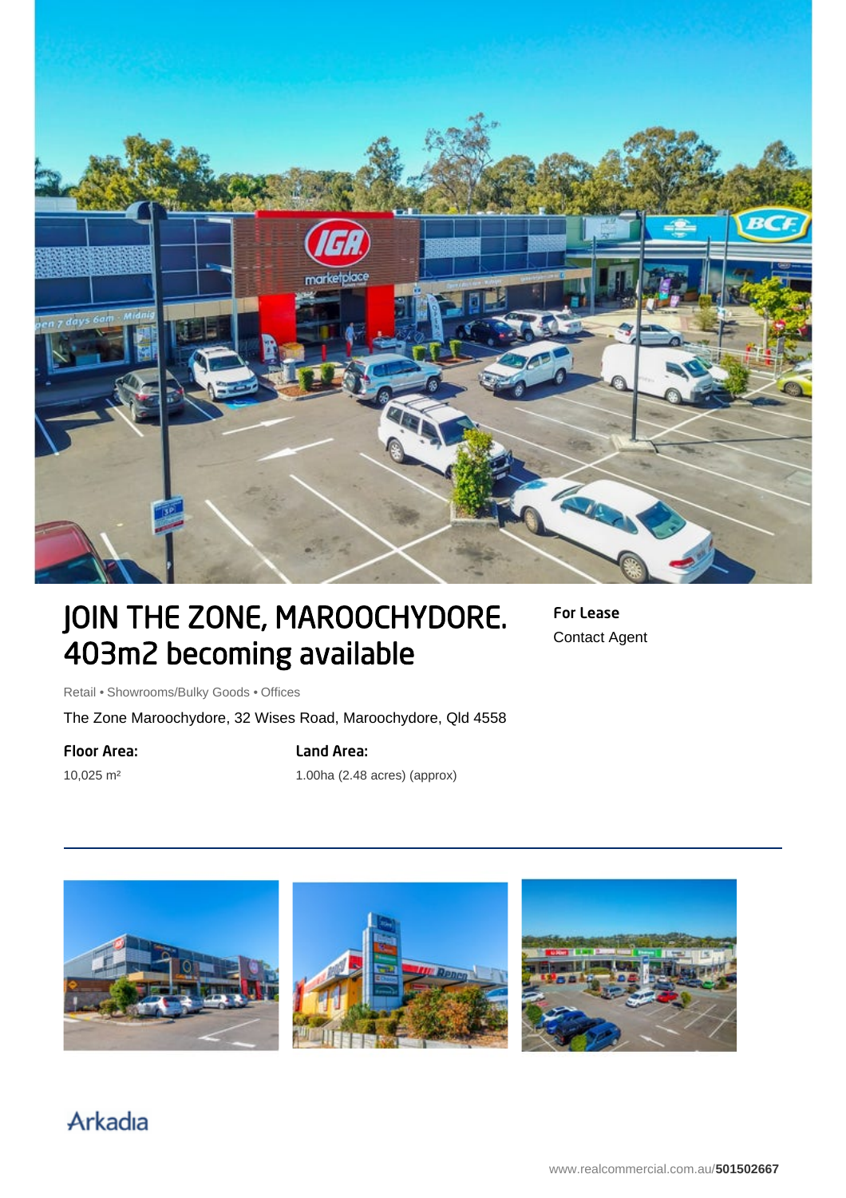# JOIN THE ZONE, MAROOCHYDORE. 403m2 becoming available

**For Lease**
Contact Agent

Retail • Showrooms/Bulky Goods • Offices

The Zone Maroochydore, 32 Wises Road, Maroochydore, Qld 4558

**Floor Area:**
10,025 m²

**Land Area:**
1.00ha (2.48 acres) (approx)

Arkadia

www.realcommercial.com.au/**501502667**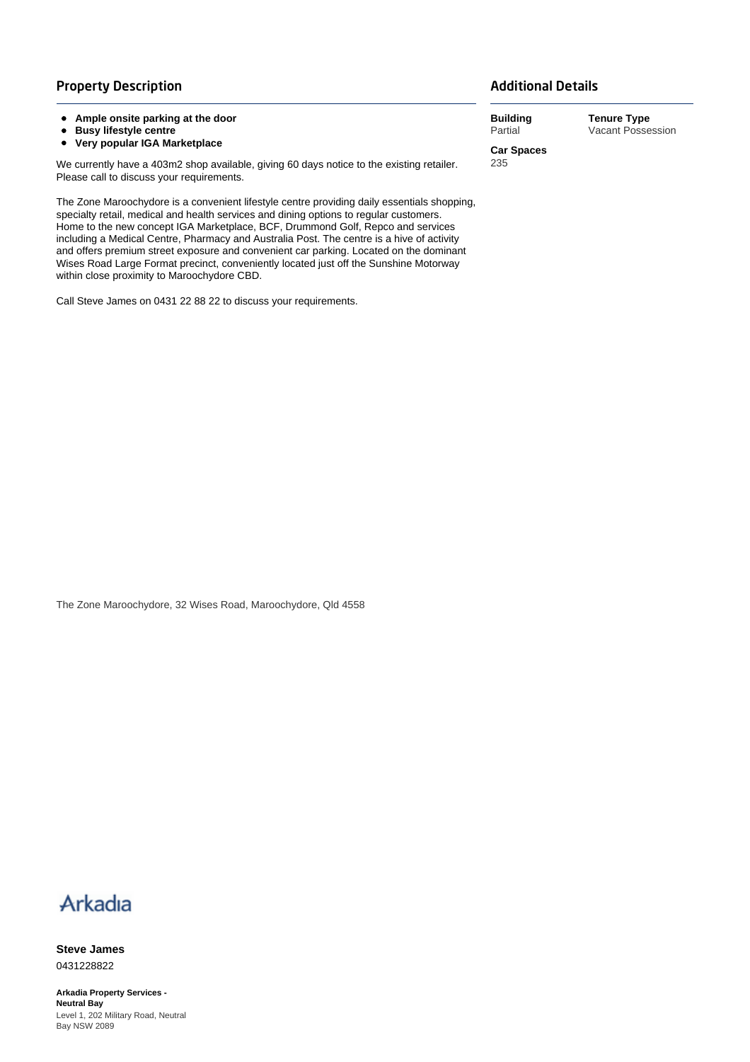## Property Description

- **Ample onsite parking at the door**
- **Busy lifestyle centre**
- **Very popular IGA Marketplace**

We currently have a 403m2 shop available, giving 60 days notice to the existing retailer. Please call to discuss your requirements.

The Zone Maroochydore is a convenient lifestyle centre providing daily essentials shopping, specialty retail, medical and health services and dining options to regular customers. Home to the new concept IGA Marketplace, BCF, Drummond Golf, Repco and services including a Medical Centre, Pharmacy and Australia Post. The centre is a hive of activity and offers premium street exposure and convenient car parking. Located on the dominant Wises Road Large Format precinct, conveniently located just off the Sunshine Motorway within close proximity to Maroochydore CBD.

Call Steve James on 0431 22 88 22 to discuss your requirements.

## Additional Details

**Building**
Partial

**Tenure Type**
Vacant Possession

**Car Spaces**
235

The Zone Maroochydore, 32 Wises Road, Maroochydore, Qld 4558

Arkadia

**Steve James**
0431228822

**Arkadia Property Services - Neutral Bay**
Level 1, 202 Military Road, Neutral Bay NSW 2089